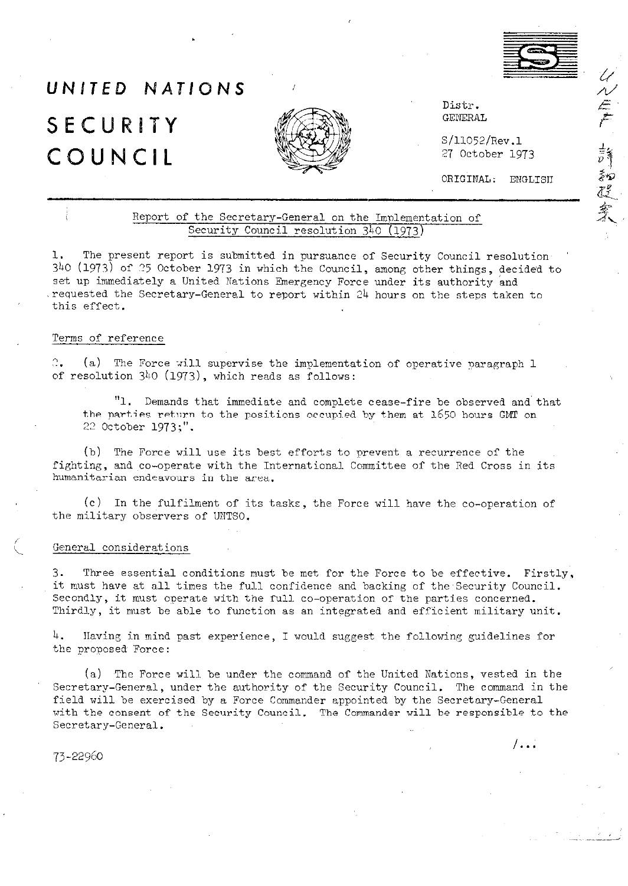# UNITED NATIONS

# SECURITY COUNCIL

Distr.
GENERAL

S/11052/Rev.1
27 October 1973

ORIGINAL: ENGLISH

Report of the Secretary-General on the Implementation of Security Council resolution 340 (1973)

1. The present report is submitted in pursuance of Security Council resolution 340 (1973) of 25 October 1973 in which the Council, among other things, decided to set up immediately a United Nations Emergency Force under its authority and requested the Secretary-General to report within 24 hours on the steps taken to this effect.

## Terms of reference

2. (a) The Force will supervise the implementation of operative paragraph 1 of resolution 340 (1973), which reads as follows:

"1. Demands that immediate and complete cease-fire be observed and that the parties return to the positions occupied by them at 1650 hours GMT on 22 October 1973;".

(b) The Force will use its best efforts to prevent a recurrence of the fighting, and co-operate with the International Committee of the Red Cross in its humanitarian endeavours in the area.

(c) In the fulfilment of its tasks, the Force will have the co-operation of the military observers of UNTSO.

## General considerations

3. Three essential conditions must be met for the Force to be effective. Firstly, it must have at all times the full confidence and backing of the Security Council. Secondly, it must operate with the full co-operation of the parties concerned. Thirdly, it must be able to function as an integrated and efficient military unit.

4. Having in mind past experience, I would suggest the following guidelines for the proposed Force:

(a) The Force will be under the command of the United Nations, vested in the Secretary-General, under the authority of the Security Council. The command in the field will be exercised by a Force Commander appointed by the Secretary-General with the consent of the Security Council. The Commander will be responsible to the Secretary-General.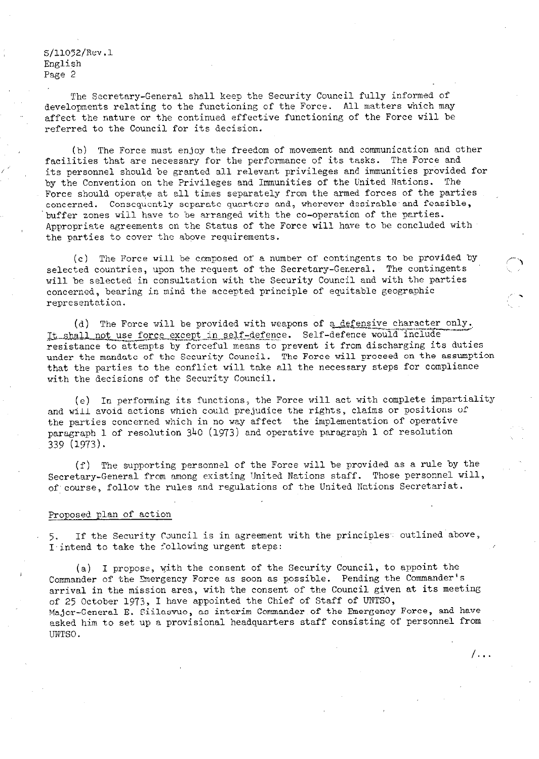The Secretary-General shall keep the Security Council fully informed of developments relating to the functioning of the Force. All matters which may affect the nature or the continued effective functioning of the Force will be referred to the Council for its decision.

(b) The Force must enjoy the freedom of movement and communication and other facilities that are necessary for the performance of its tasks. The Force and its personnel should be granted all relevant privileges and immunities provided for by the Convention on the Privileges and Immunities of the United Nations. The Force should operate at all times separately from the armed forces of the parties concerned. Consequently separate quarters and, wherever desirable and feasible, buffer zones will have to be arranged with the co-operation of the parties. Appropriate agreements on the Status of the Force will have to be concluded with the parties to cover the above requirements.

(c) The Force will be composed of a number of contingents to be provided by selected countries, upon the request of the Secretary-General. The contingents will be selected in consultation with the Security Council and with the parties concerned, bearing in mind the accepted principle of equitable geographic representation.

(d) The Force will be provided with weapons of a defensive character only. It shall not use force except in self-defence. Self-defence would include resistance to attempts by forceful means to prevent it from discharging its duties under the mandate of the Security Council. The Force will proceed on the assumption that the parties to the conflict will take all the necessary steps for compliance with the decisions of the Security Council.

(e) In performing its functions, the Force will act with complete impartiality and will avoid actions which could prejudice the rights, claims or positions of the parties concerned which in no way affect the implementation of operative paragraph 1 of resolution 340 (1973) and operative paragraph 1 of resolution 339 (1973).

(f) The supporting personnel of the Force will be provided as a rule by the Secretary-General from among existing United Nations staff. Those personnel will, of course, follow the rules and regulations of the United Nations Secretariat.

## Proposed plan of action

5. If the Security Council is in agreement with the principles outlined above, I intend to take the following urgent steps:

(a) I propose, with the consent of the Security Council, to appoint the Commander of the Emergency Force as soon as possible. Pending the Commander's arrival in the mission area, with the consent of the Council given at its meeting of 25 October 1973, I have appointed the Chief of Staff of UNTSO, Major-General E. Siilasvuo, as interim Commander of the Emergency Force, and have asked him to set up a provisional headquarters staff consisting of personnel from UNTSO.

/...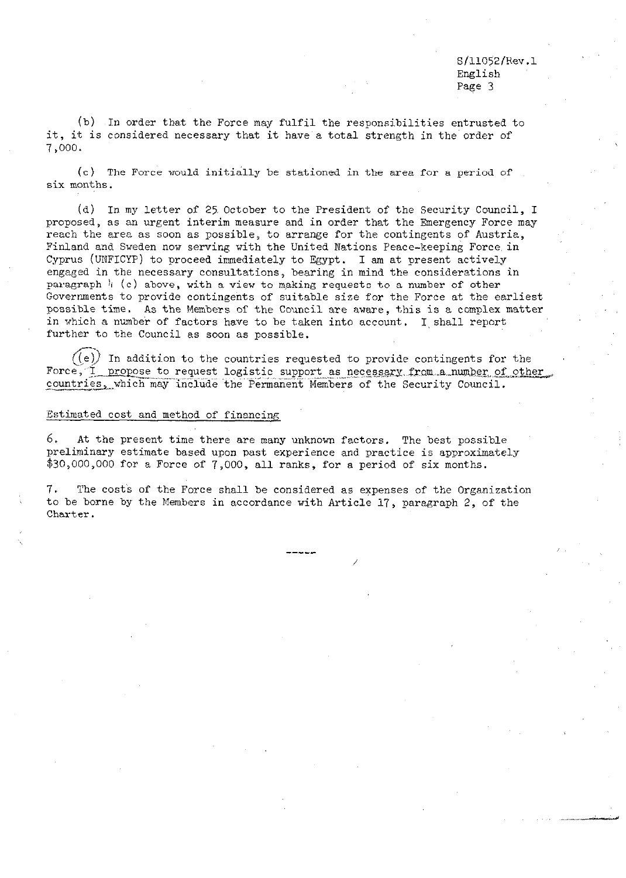(b) In order that the Force may fulfil the responsibilities entrusted to it, it is considered necessary that it have a total strength in the order of 7,000.

(c) The Force would initially be stationed in the area for a period of six months.

(d) In my letter of 25 October to the President of the Security Council, I proposed, as an urgent interim measure and in order that the Emergency Force may reach the area as soon as possible, to arrange for the contingents of Austria, Finland and Sweden now serving with the United Nations Peace-keeping Force in Cyprus (UNFICYP) to proceed immediately to Egypt. I am at present actively engaged in the necessary consultations, bearing in mind the considerations in paragraph 4 (c) above, with a view to making requests to a number of other Governments to provide contingents of suitable size for the Force at the earliest possible time. As the Members of the Council are aware, this is a complex matter in which a number of factors have to be taken into account. I shall report further to the Council as soon as possible.

(e) In addition to the countries requested to provide contingents for the Force, I propose to request logistic support as necessary from a number of other countries, which may include the Permanent Members of the Security Council.

Estimated cost and method of financing

6. At the present time there are many unknown factors. The best possible preliminary estimate based upon past experience and practice is approximately $30,000,000 for a Force of 7,000, all ranks, for a period of six months.

7. The costs of the Force shall be considered as expenses of the Organization to be borne by the Members in accordance with Article 17, paragraph 2, of the Charter.

-----